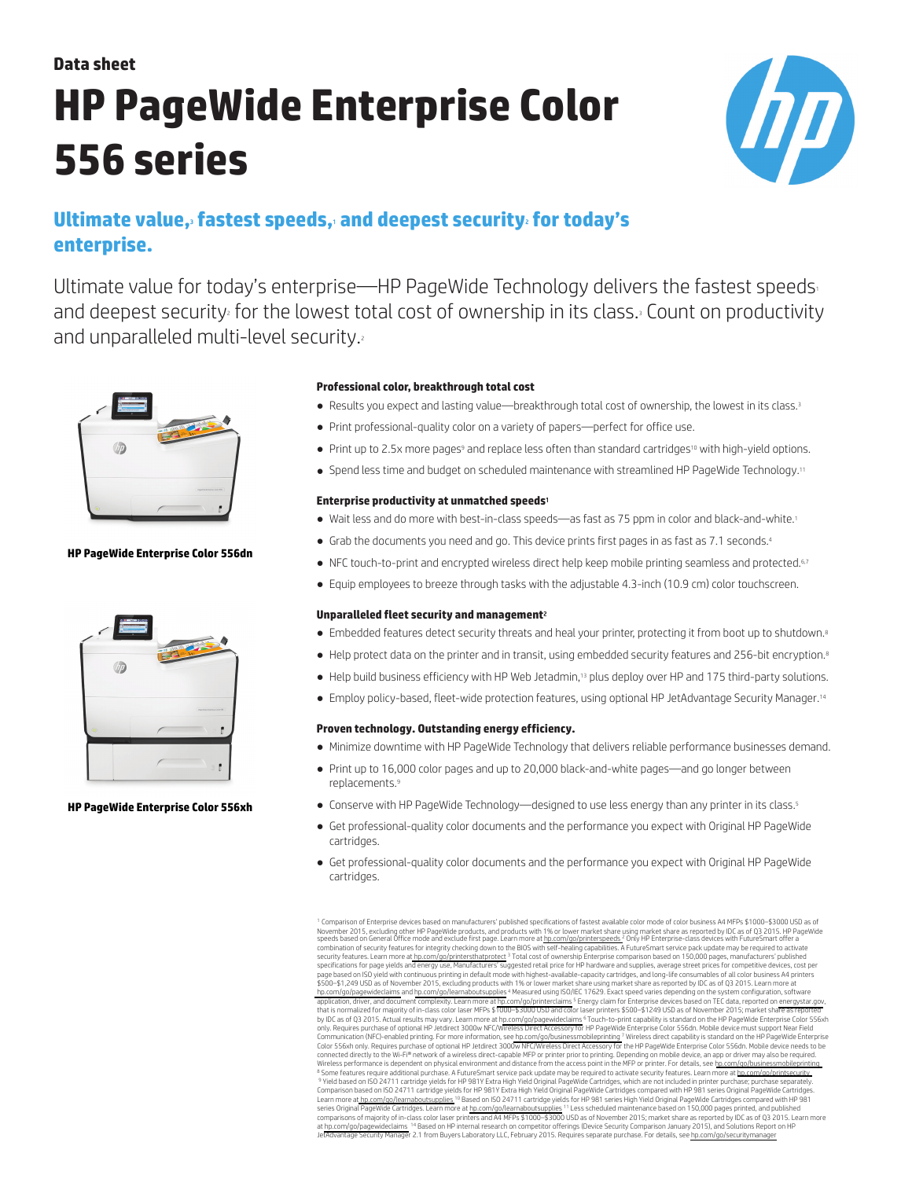Data sheet

# HP PageWide Enterprise Color 556 series

## Ultimate value,[3] fastest speeds,[1] and deepest security[2] for today's enterprise.

Ultimate value for today's enterprise—HP PageWide Technology delivers the fastest speeds[1] and deepest security[2] for the lowest total cost of ownership in its class.[3] Count on productivity and unparalleled multi-level security.[2]

**HP PageWide Enterprise Color 556dn**

**HP PageWide Enterprise Color 556xh**

### Professional color, breakthrough total cost

- Results you expect and lasting value—breakthrough total cost of ownership, the lowest in its class.[3]
- Print professional-quality color on a variety of papers—perfect for office use.
- Print up to 2.5x more pages[9] and replace less often than standard cartridges[10] with high-yield options.
- Spend less time and budget on scheduled maintenance with streamlined HP PageWide Technology.[11]

### Enterprise productivity at unmatched speeds[1]

- Wait less and do more with best-in-class speeds—as fast as 75 ppm in color and black-and-white.[1]
- Grab the documents you need and go. This device prints first pages in as fast as 7.1 seconds.[4]
- NFC touch-to-print and encrypted wireless direct help keep mobile printing seamless and protected.[6,7]
- Equip employees to breeze through tasks with the adjustable 4.3-inch (10.9 cm) color touchscreen.

### Unparalleled fleet security and management[2]

- Embedded features detect security threats and heal your printer, protecting it from boot up to shutdown.[8]
- Help protect data on the printer and in transit, using embedded security features and 256-bit encryption.[8]
- Help build business efficiency with HP Web Jetadmin,[13] plus deploy over HP and 175 third-party solutions.
- Employ policy-based, fleet-wide protection features, using optional HP JetAdvantage Security Manager.[14]

### Proven technology. Outstanding energy efficiency.

- Minimize downtime with HP PageWide Technology that delivers reliable performance businesses demand.
- Print up to 16,000 color pages and up to 20,000 black-and-white pages—and go longer between replacements.[9]
- Conserve with HP PageWide Technology—designed to use less energy than any printer in its class.[5]
- Get professional-quality color documents and the performance you expect with Original HP PageWide cartridges.
- Get professional-quality color documents and the performance you expect with Original HP PageWide cartridges.

[1] Comparison of Enterprise devices based on manufacturers' published specifications of fastest available color mode of color business A4 MFPs $1000–$3000 USD as of November 2015, excluding other HP PageWide products, and products with 1% or lower market share using market share as reported by IDC as of Q3 2015. HP PageWide speeds based on General Office mode and exclude first page. Learn more at hp.com/go/printerspeeds [2] Only HP Enterprise-class devices with FutureSmart offer a combination of security features for integrity checking down to the BIOS with self-healing capabilities. A FutureSmart service pack update may be required to activate security features. Learn more at hp.com/go/printersthatprotect [3] Total cost of ownership Enterprise comparison based on 150,000 pages, manufacturers' published specifications for page yields and energy use, Manufacturers' suggested retail price for HP hardware and supplies, average street prices for competitive devices, cost per page based on ISO yield with continuous printing in default mode with highest-available-capacity cartridges, and long-life consumables of all color business A4 printers $500–$1,249 USD as of November 2015, excluding products with 1% or lower market share using market share as reported by IDC as of Q3 2015. Learn more at hp.com/go/pagewideclaims and hp.com/go/learnaboutsupplies [4] Measured using ISO/IEC 17629. Exact speed varies depending on the system configuration, software application, driver, and document complexity. Learn more at hp.com/go/printerclaims [5] Energy claim for Enterprise devices based on TEC data, reported on energystar.gov, that is normalized for majority of in-class color laser MFPs $1000–$3000 USD and color laser printers $500–$1249 USD as of November 2015; market share as reported by IDC as of Q3 2015. Actual results may vary. Learn more at hp.com/go/pagewideclaims [6] Touch-to-print capability is standard on the HP PageWide Enterprise Color 556xh only. Requires purchase of optional HP Jetdirect 3000w NFC/Wireless Direct Accessory for HP PageWide Enterprise Color 556dn. Mobile device must support Near Field Communication (NFC)-enabled printing. For more information, see hp.com/go/businessmobileprinting [7] Wireless direct capability is standard on the HP PageWide Enterprise Color 556xh only. Requires purchase of optional HP Jetdirect 3000w NFC/Wireless Direct Accessory for the HP PageWide Enterprise Color 556dn. Mobile device needs to be connected directly to the Wi-Fi® network of a wireless direct-capable MFP or printer prior to printing. Depending on mobile device, an app or driver may also be required. Wireless performance is dependent on physical environment and distance from the access point in the MFP or printer. For details, see hp.com/go/businessmobileprinting [8] Some features require additional purchase. A FutureSmart service pack update may be required to activate security features. Learn more at hp.com/go/printsecurity [9] Yield based on ISO 24711 cartridge yields for HP 981Y Extra High Yield Original PageWide Cartridges, which are not included in printer purchase; purchase separately. Comparison based on ISO 24711 cartridge yields for HP 981Y Extra High Yield Original PageWide Cartridges compared with HP 981 series Original PageWide Cartridges. Learn more at hp.com/go/learnaboutsupplies [10] Based on ISO 24711 cartridge yields for HP 981 series High Yield Original PageWide Cartridges compared with HP 981 series Original PageWide Cartridges. Learn more at hp.com/go/learnaboutsupplies [11] Less scheduled maintenance based on 150,000 pages printed, and published comparisons of majority of in-class color laser printers and A4 MFPs $1000–$3000 USD as of November 2015; market share as reported by IDC as of Q3 2015. Learn more at hp.com/go/pagewideclaims [14] Based on HP internal research on competitor offerings (Device Security Comparison January 2015), and Solutions Report on HP JetAdvantage Security Manager 2.1 from Buyers Laboratory LLC, February 2015. Requires separate purchase. For details, see hp.com/go/securitymanager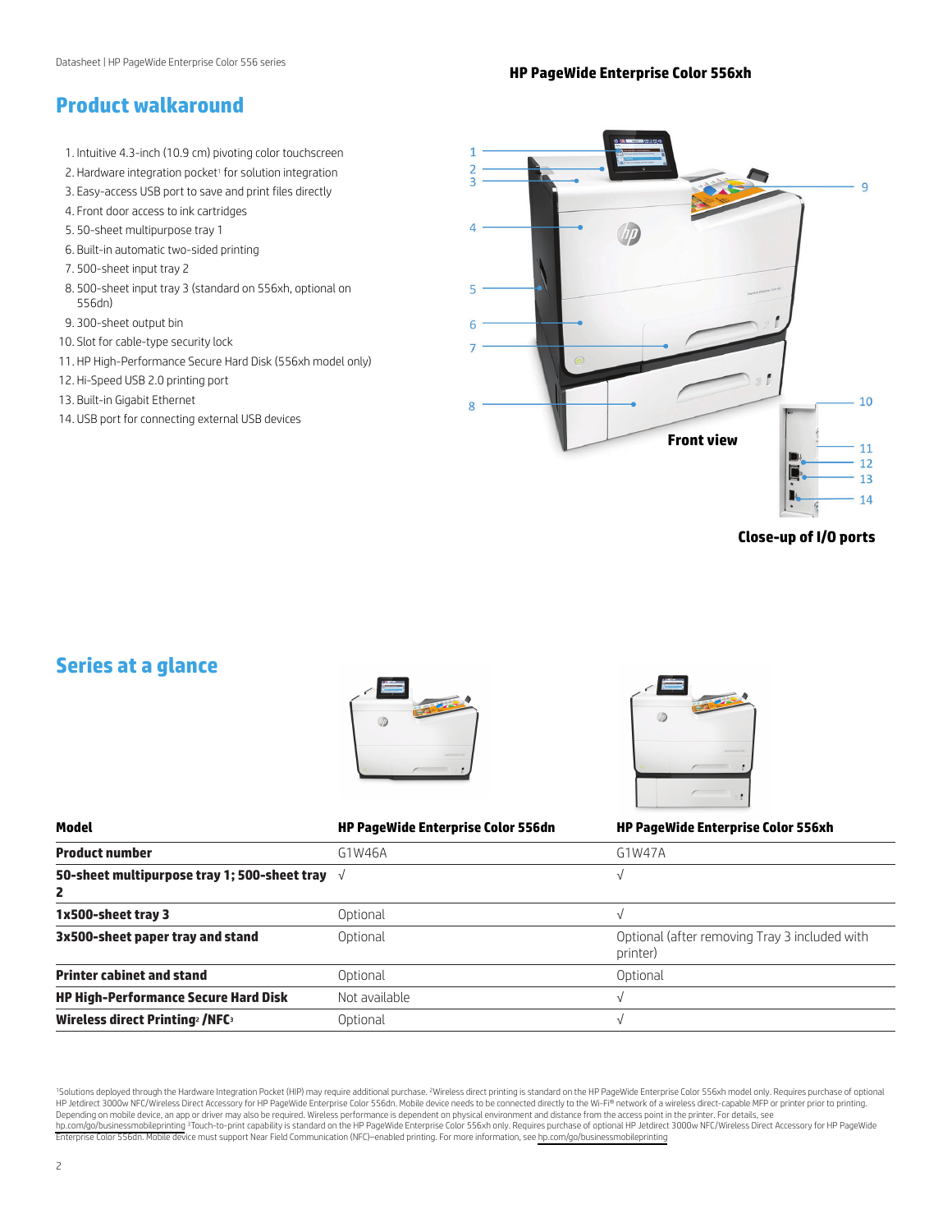## Product walkaround

1. Intuitive 4.3-inch (10.9 cm) pivoting color touchscreen
2. Hardware integration pocket[1] for solution integration
3. Easy-access USB port to save and print files directly
4. Front door access to ink cartridges
5. 50-sheet multipurpose tray 1
6. Built-in automatic two-sided printing
7. 500-sheet input tray 2
8. 500-sheet input tray 3 (standard on 556xh, optional on 556dn)
9. 300-sheet output bin
10. Slot for cable-type security lock
11. HP High-Performance Secure Hard Disk (556xh model only)
12. Hi-Speed USB 2.0 printing port
13. Built-in Gigabit Ethernet
14. USB port for connecting external USB devices

**HP PageWide Enterprise Color 556xh**

Front view

Close-up of I/O ports

## Series at a glance

| Model | HP PageWide Enterprise Color 556dn | HP PageWide Enterprise Color 556xh |
|---|---|---|
| **Product number** | G1W46A | G1W47A |
| **50-sheet multipurpose tray 1; 500-sheet tray 2** | √ | √ |
| **1x500-sheet tray 3** | Optional | √ |
| **3x500-sheet paper tray and stand** | Optional | Optional (after removing Tray 3 included with printer) |
| **Printer cabinet and stand** | Optional | Optional |
| **HP High-Performance Secure Hard Disk** | Not available | √ |
| **Wireless direct Printing[2] /NFC[3]** | Optional | √ |

[1]Solutions deployed through the Hardware Integration Pocket (HIP) may require additional purchase. [2]Wireless direct printing is standard on the HP PageWide Enterprise Color 556xh model only. Requires purchase of optional HP Jetdirect 3000w NFC/Wireless Direct Accessory for HP PageWide Enterprise Color 556dn. Mobile device needs to be connected directly to the Wi-Fi® network of a wireless direct-capable MFP or printer prior to printing. Depending on mobile device, an app or driver may also be required. Wireless performance is dependent on physical environment and distance from the access point in the printer. For details, see hp.com/go/businessmobileprinting [3]Touch-to-print capability is standard on the HP PageWide Enterprise Color 556xh only. Requires purchase of optional HP Jetdirect 3000w NFC/Wireless Direct Accessory for HP PageWide Enterprise Color 556dn. Mobile device must support Near Field Communication (NFC)–enabled printing. For more information, see hp.com/go/businessmobileprinting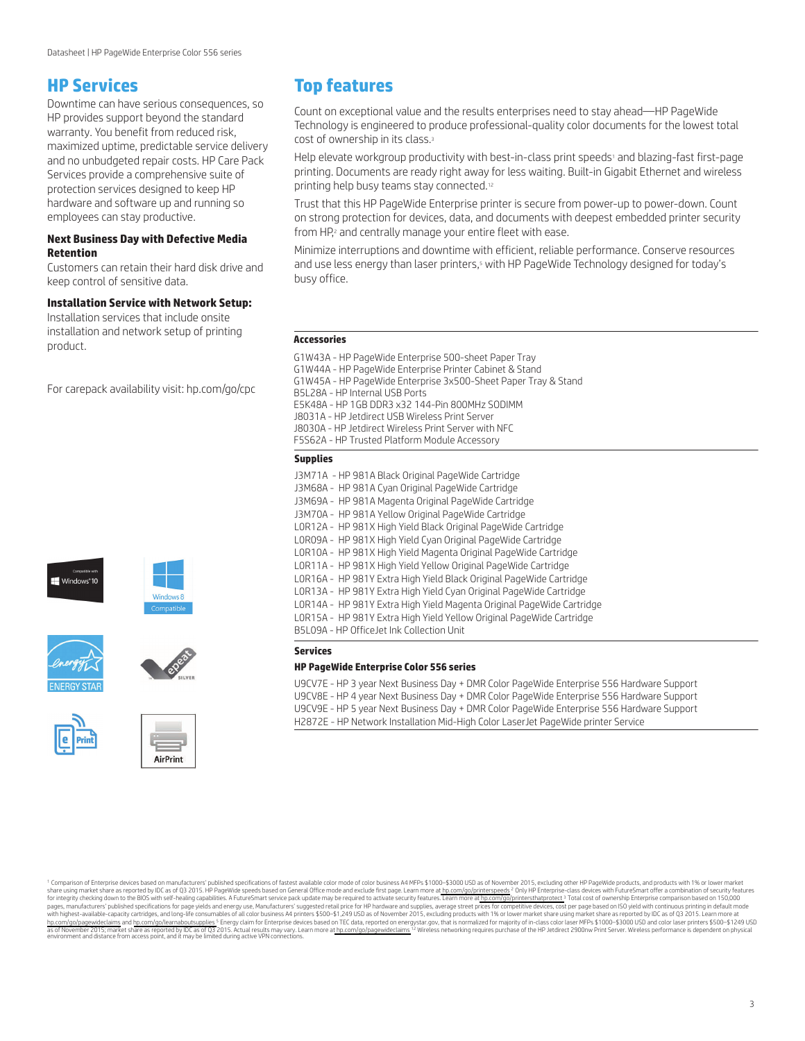## HP Services

Downtime can have serious consequences, so HP provides support beyond the standard warranty. You benefit from reduced risk, maximized uptime, predictable service delivery and no unbudgeted repair costs. HP Care Pack Services provide a comprehensive suite of protection services designed to keep HP hardware and software up and running so employees can stay productive.

**Next Business Day with Defective Media Retention**

Customers can retain their hard disk drive and keep control of sensitive data.

**Installation Service with Network Setup:**

Installation services that include onsite installation and network setup of printing product.

For carepack availability visit: hp.com/go/cpc

## Top features

Count on exceptional value and the results enterprises need to stay ahead—HP PageWide Technology is engineered to produce professional-quality color documents for the lowest total cost of ownership in its class.[3]

Help elevate workgroup productivity with best-in-class print speeds[1] and blazing-fast first-page printing. Documents are ready right away for less waiting. Built-in Gigabit Ethernet and wireless printing help busy teams stay connected.[12]

Trust that this HP PageWide Enterprise printer is secure from power-up to power-down. Count on strong protection for devices, data, and documents with deepest embedded printer security from HP,[2] and centrally manage your entire fleet with ease.

Minimize interruptions and downtime with efficient, reliable performance. Conserve resources and use less energy than laser printers,[5] with HP PageWide Technology designed for today's busy office.

### Accessories

G1W43A - HP PageWide Enterprise 500-sheet Paper Tray
G1W44A - HP PageWide Enterprise Printer Cabinet & Stand
G1W45A - HP PageWide Enterprise 3x500-Sheet Paper Tray & Stand
B5L28A - HP Internal USB Ports
E5K48A - HP 1GB DDR3 x32 144-Pin 800MHz SODIMM
J8031A - HP Jetdirect USB Wireless Print Server
J8030A - HP Jetdirect Wireless Print Server with NFC
F5S62A - HP Trusted Platform Module Accessory

### Supplies

J3M71A - HP 981A Black Original PageWide Cartridge
J3M68A - HP 981A Cyan Original PageWide Cartridge
J3M69A - HP 981A Magenta Original PageWide Cartridge
J3M70A - HP 981A Yellow Original PageWide Cartridge
L0R12A - HP 981X High Yield Black Original PageWide Cartridge
L0R09A - HP 981X High Yield Cyan Original PageWide Cartridge
L0R10A - HP 981X High Yield Magenta Original PageWide Cartridge
L0R11A - HP 981X High Yield Yellow Original PageWide Cartridge
L0R16A - HP 981Y Extra High Yield Black Original PageWide Cartridge
L0R13A - HP 981Y Extra High Yield Cyan Original PageWide Cartridge
L0R14A - HP 981Y Extra High Yield Magenta Original PageWide Cartridge
L0R15A - HP 981Y Extra High Yield Yellow Original PageWide Cartridge
B5L09A - HP OfficeJet Ink Collection Unit

### Services

**HP PageWide Enterprise Color 556 series**

U9CV7E - HP 3 year Next Business Day + DMR Color PageWide Enterprise 556 Hardware Support
U9CV8E - HP 4 year Next Business Day + DMR Color PageWide Enterprise 556 Hardware Support
U9CV9E - HP 5 year Next Business Day + DMR Color PageWide Enterprise 556 Hardware Support
H2872E - HP Network Installation Mid-High Color LaserJet PageWide printer Service

[1] Comparison of Enterprise devices based on manufacturers' published specifications of fastest available color mode of color business A4 MFPs $1000–$3000 USD as of November 2015, excluding other HP PageWide products, and products with 1% or lower market share using market share as reported by IDC as of Q3 2015. HP PageWide speeds based on General Office mode and exclude first page. Learn more at hp.com/go/printerspeeds [2] Only HP Enterprise-class devices with FutureSmart offer a combination of security features for integrity checking down to the BIOS with self-healing capabilities. A FutureSmart service pack update may be required to activate security features. Learn more at hp.com/go/printersthatprotect [3] Total cost of ownership Enterprise comparison based on 150,000 pages, manufacturers' published specifications for page yields and energy use, Manufacturers' suggested retail price for HP hardware and supplies, average street prices for competitive devices, cost per page based on ISO yield with continuous printing in default mode with highest-available-capacity cartridges, and long-life consumables of all color business A4 printers $500–$1,249 USD as of November 2015, excluding products with 1% or lower market share using market share as reported by IDC as of Q3 2015. Learn more at hp.com/go/pagewideclaims and hp.com/go/learnaboutsupplies [5] Energy claim for Enterprise devices based on TEC data, reported on energystar.gov, that is normalized for majority of in-class color laser MFPs $1000–$3000 USD and color laser printers $500–$1249 USD as of November 2015; market share as reported by IDC as of Q3 2015. Actual results may vary. Learn more at hp.com/go/pagewideclaims [12] Wireless networking requires purchase of the HP Jetdirect 2900nw Print Server. Wireless performance is dependent on physical environment and distance from access point, and it may be limited during active VPN connections.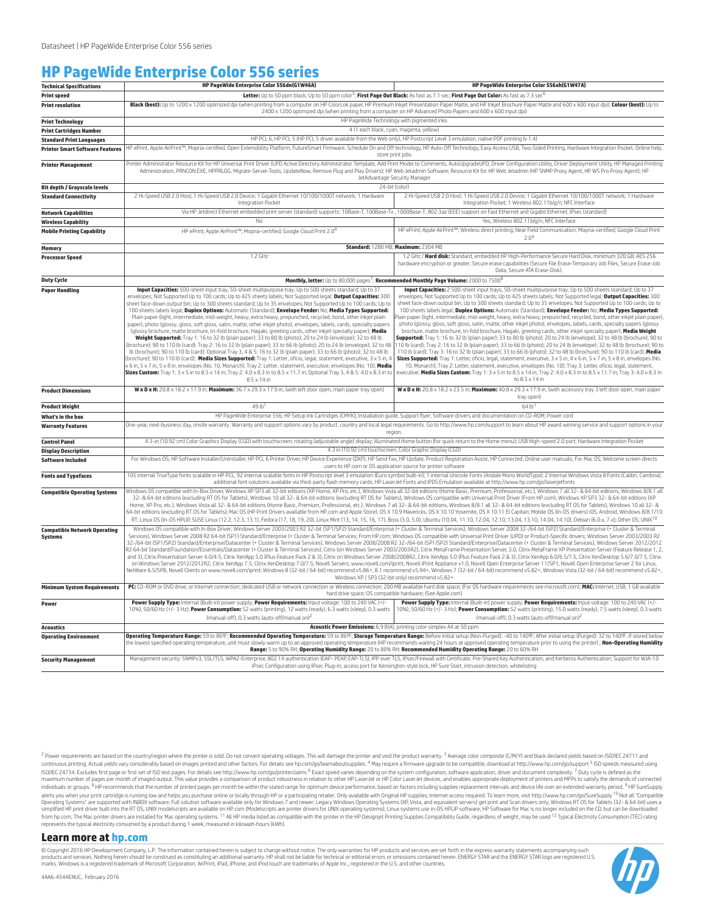# HP PageWide Enterprise Color 556 series

| Technical Specifications | HP PageWide Enterprise Color 556dn(G1W46A) | HP PageWide Enterprise Color 556xh(G1W47A) |
|---|---|---|
| Print speed | **Letter:** Up to 50 ppm black; Up to 50 ppm color[5]; **First Page Out Black:** As fast as 7.1 sec; **First Page Out Color:** As fast as 7.3 sec[6] | |
| Print resolution | **Black (best):** Up to 1200 x 1200 optimized dpi (when printing from a computer on HP ColorLok paper, HP Premium Inkjet Presentation Paper Matte, and HP Inkjet Brochure Paper Matte and 600 x 600 input dpi); **Colour (best):** Up to 2400 x 1200 optimized dpi (when printing from a computer on HP Advanced Photo Papers and 600 x 600 input dpi) | |
| Print Technology | HP PageWide Technology with pigmented inks | |
| Print Cartridges Number | 4 (1 each black, cyan, magenta, yellow) | |
| Standard Print Languages | HP PCL 6, HP PCL 5 (HP PCL 5 driver available from the Web only), HP Postscript Level 3 emulation, native PDF printing (v 1.4) | |
| Printer Smart Software Features | HP ePrint, Apple AirPrint™, Mopria-certified, Open Extensibility Platform, FutureSmart Firmware, Schedule On and Off technology, HP Auto-Off Technology, Easy Access USB, Two-Sided Printing, Hardware Integration Pocket, Online help, store print jobs | |
| Printer Management | Printer Administrator Resource Kit for HP Universal Print Driver (UPD Active Directory Administrator Template, Add Print Model to Comments, AutoUpgradeUPD, Driver Configuration Utility, Driver Deployment Utility, HP Managed Printing Administration, PRNCON.EXE, HPPRLOG, Migrate-Server-Tools, UpdateNow, Remove Plug and Play Drivers); HP Web Jetadmin Software; Resource Kit for HP Web Jetadmin (HP SNMP Proxy Agent, HP WS Pro Proxy Agent); HP JetAdvantage Security Manager | |
| Bit depth / Grayscale levels | 24-bit (color) | |
| Standard Connectivity | 2 Hi-Speed USB 2.0 Host; 1 Hi-Speed USB 2.0 Device; 1 Gigabit Ethernet 10/100/1000T network; 1 Hardware Integration Pocket | 2 Hi-Speed USB 2.0 Host; 1 Hi-Speed USB 2.0 Device; 1 Gigabit Ethernet 10/100/1000T network; 1 Hardware Integration Pocket; 1 Wireless 802.11b/g/n; NFC Interface |
| Network Capabilities | Via HP Jetdirect Ethernet embedded print server (standard) supports: 10Base-T, 100Base-Tx , 1000Base-T; 802.3az (EEE) support on Fast Ethernet and Gigabit Ethernet; IPsec (standard) | |
| Wireless Capability | No | Yes, Wireless 802.11b/g/n; NFC Interface |
| Mobile Printing Capability | HP ePrint; Apple AirPrint™; Mopria-certified; Google Cloud Print 2.0[4] | HP ePrint; Apple AirPrint™; Wireless direct printing; Near Field Communication; Mopria-certified; Google Cloud Print 2.0[4] |
| Memory | **Standard:** 1280 MB; **Maximum:** 2304 MB | |
| Processor Speed | 1.2 GHz | 1.2 GHz / **Hard disk:** Standard, embedded HP High-Performance Secure Hard Disk, minimum 320 GB; AES 256 hardware encryption or greater; Secure erase capabilities (Secure File Erase-Temporary Job Files, Secure Erase-Job Data, Secure ATA Erase-Disk). |
| Duty Cycle | **Monthly, letter:** Up to 80,000 pages[7]; **Recommended Monthly Page Volume:** 2000 to 7500[8] | |
| Paper Handling | **Input Capacities:** 500-sheet input tray, 50-sheet multipurpose tray; Up to 500 sheets standard; Up to 37 envelopes; Not Supported Up to 100 cards; Up to 425 sheets labels; Not Supported legal; **Output Capacities:** 300 sheet face-down output bin; Up to 300 sheets standard; Up to 35 envelopes; Not Supported Up to 100 cards; Up to 100 sheets labels legal; **Duplex Options:** Automatic (Standard); **Envelope Feeder:** No; **Media Types Supported:** Plain paper (light, intermediate, mid-weight, heavy, extra heavy, prepunched, recycled, bond, other inkjet plain paper), photo (glossy, gloss, soft gloss, satin, matte, other inkjet photo), envelopes, labels, cards, specialty papers (glossy brochure, matte brochure, tri-fold brochure, Hagaki, greeting cards, other inkjet specialty paper); **Media Weight Supported:** Tray 1: 16 to 32 lb (plain paper); 33 to 80 lb (photo); 20 to 24 lb (envelope); 32 to 48 lb (brochure); 90 to 110 lb (card); Tray 2: 16 to 32 lb (plain paper); 33 to 66 lb (photo); 20 to 24 lb (envelope); 32 to 48 lb (brochure); 90 to 110 lb (card); Optional Tray 3, 4 & 5: 16 to 32 lb (plain paper); 33 to 66 lb (photo); 32 to 48 lb (brochure); 90 to 110 lb (card); **Media Sizes Supported:** Tray 1: Letter, oficio, legal, statement, executive, 3 x 5 in, 4 x 6 in, 5 x 7 in, 5 x 8 in, envelopes (No. 10, Monarch); Tray 2: Letter, statement, executive, envelopes (No. 10); **Media Sizes Custom:** Tray 1: 3 x 5 in to 8.5 x 14 in; Tray 2: 4.0 x 8.3 in to 8.5 x 11.7 in; Optional Tray 3, 4 & 5: 4.0 x 8.3 in to 8.5 x 14 in | **Input Capacities:** 2 500-sheet input trays, 50-sheet multipurpose tray; Up to 500 sheets standard; Up to 37 envelopes; Not Supported Up to 100 cards; Up to 425 sheets labels; Not Supported legal; **Output Capacities:** 300 sheet face-down output bin; Up to 300 sheets standard; Up to 35 envelopes; Not Supported Up to 100 cards; Up to 100 sheets labels legal; **Duplex Options:** Automatic (Standard); **Envelope Feeder:** No; **Media Types Supported:** Plain paper (light, intermediate, mid-weight, heavy, extra heavy, prepunched, recycled, bond, other inkjet plain paper), photo (glossy, gloss, soft gloss, satin, matte, other inkjet photo), envelopes, labels, cards, specialty papers (glossy brochure, matte brochure, tri-fold brochure, Hagaki, greeting cards, other inkjet specialty paper); **Media Weight Supported:** Tray 1: 16 to 32 lb (plain paper); 33 to 80 lb (photo); 20 to 24 lb (envelope); 32 to 48 lb (brochure); 90 to 110 lb (card); Tray 2: 16 to 32 lb (plain paper); 33 to 66 lb (photo); 20 to 24 lb (envelope); 32 to 48 lb (brochure); 90 to 110 lb (card); Tray 3: 16 to 32 lb (plain paper); 33 to 66 lb (photo); 32 to 48 lb (brochure); 90 to 110 lb (card); **Media Sizes Supported:** Tray 1: Letter, oficio, legal, statement, executive, 3 x 5 in, 4 x 6 in, 5 x 7 in, 5 x 8 in, envelopes (No. 10, Monarch); Tray 2: Letter, statement, executive, envelopes (No. 10); Tray 3: Letter, oficio, legal, statement, executive; **Media Sizes Custom:** Tray 1: 3 x 5 in to 8.5 x 14 in; Tray 2: 4.0 x 8.3 in to 8.5 x 11.7 in; Tray 3: 4.0 x 8.3 in to 8.5 x 14 in |
| Product Dimensions | **W x D x H:** 20.8 x 18.2 x 17.9 in; **Maximum:** 36.7 x 29.3 x 17.9 in, (with left door open, main paper tray open) | **W x D x H:** 20.8 x 18.2 x 23.5 in; **Maximum:** 40.8 x 29.3 x 17.9 in, (with accessory tray 3 left door open, main paper tray open) |
| Product Weight | 49 lb[1] | 64 lb[1] |
| What's in the box | HP PageWide Enterprise 556; HP Setup Ink Cartridges (CMYK); Installation guide, Support flyer; Software drivers and documentation on CD-ROM; Power cord | |
| Warranty Features | One-year, next-business day, onsite warranty. Warranty and support options vary by product, country and local legal requirements. Go to http://www.hp.com/support to learn about HP award winning service and support options in your region. | |
| Control Panel | 4.3-in (10.92 cm) Color Graphics Display (CGD) with touchscreen; rotating (adjustable angle) display; illuminated Home button (for quick return to the Home menu); USB High-speed 2.0 port; Hardware Integration Pocket | |
| Display Description | 4.3 in (10.92 cm) touchscreen, Color Graphic Display (CGD) | |
| Software Included | For Windows OS; HP Software Installer/Uninstaller, HP PCL 6 Printer Driver, HP Device Experience (DXP), HP Send Fax, HP Update, Product Registration Assist, HP Connected, Online user manuals; For Mac OS; Welcome screen directs users to HP.com or OS application source for printer software | |
| Fonts and Typefaces | 105 internal TrueType fonts scalable in HP PCL, 92 internal scalable fonts in HP Postscript level 3 emulation (Euro symbol built-in); 1 internal Unicode Fonts (Andale Mono WorldType); 2 Internal Windows Vista 8 Fonts (Calibri, Cambria); additional font solutions available via third-party flash memory cards; HP LaserJet Fonts and IPDS Emulation available at http://www.hp.com/go/laserjetfonts | |
| Compatible Operating Systems | Windows OS compatible with In-Box Driver, Windows XP SP3 all 32-bit editions (XP Home, XP Pro, etc.), Windows Vista all 32-bit editions (Home Basic, Premium, Professional, etc.), Windows 7 all 32- & 64-bit editions, Windows 8/8.1 all 32- & 64-bit editions (excluding RT OS for Tablets), Windows 10 all 32- & 64-bit editions (excluding RT OS for Tablets), Windows OS compatible with Universal Print Driver (From HP.com), Windows XP SP3 32- & 64-bit editions (XP Home, XP Pro, etc.), Windows Vista all 32- & 64-bit editions (Home Basic, Premium, Professional, etc.), Windows 7 all 32- & 64-bit editions, Windows 8/8.1 all 32- & 64-bit editions (excluding RT OS for Tablets), Windows 10 all 32- & 64-bit editions (excluding RT OS for Tablets); Mac OS (HP Print Drivers available from HP.com and Apple Store), OS X 10.9 Mavericks, OS X 10.10 Yosemite, OS X 10.11 El Capitan; Mobile OS (In-OS drivers) iOS, Android, Windows 8/8.1/10 RT; Linux OS (In-OS HPLIP, SUSE Linux (12.2, 12.3, 13.1), Fedora (17, 18, 19, 20), Linux Mint (13, 14, 15, 16, 17), Boss (3.0, 5.0), Ubuntu (10.04, 11.10, 12.04, 12.10, 13.04, 13.10, 14.04, 14.10), Debian (6.0.x, 7.x); Other OS; UNIX[10] | |
| Compatible Network Operating Systems | Windows OS compatible with In-Box Driver; Windows Server 2003/2003 R2 32-bit (SP1/SP2) Standard/Enterprise (+ Cluster & Terminal Services), Windows Server 2008 32-/64-bit (SP2) Standard/Enterprise (+ Cluster & Terminal Services), Windows Server 2008 R2 64-bit (SP1) Standard/Enterprise (+ Cluster & Terminal Services); From HP.com; Windows OS compatible with Universal Print Driver (UPD) or Product-Specific drivers; Windows Server 2003/2003 R2 32-/64-bit (SP1/SP2) Standard/Enterprise/Datacenter (+ Cluster & Terminal Services), Windows Server 2008/2008 R2 32-/64-bit (SP1/SP2) Standard/Enterprise/Datacenter (+ Cluster & Terminal Services), Windows Server 2012/2012 R2 64-bit Standard/Foundation/Essentials/Datacenter (+ Cluster & Terminal Services); Citrix (on Windows Server 2003/2003R2), Citrix MetaFrame Presentation Server, 3.0, Citrix MetaFrame XP Presentation Server (Feature Release 1, 2, and 3), Citrix Presentation Server 4.0/4.5, Citrix XenApp 5.0 (Plus Feature Pack 2 & 3), Citrix on Windows Server 2008/2008R2, Citrix XenApp 5.0 (Plus Feature Pack 2 & 3), Citrix XenApp 6.0/6.5/7.5, Citrix XenDesktop 5.6/7.0/7.5, Citrix on Windows Server 2012/2012R2, Citrix XenApp 7.5, Citrix XenDesktop 7.0/7.5; Novell Servers; www.novell.com/iprint, Novell iPrint Appliance v1.0, Novell Open Enterprise Server 11/SP1, Novell Open Enterprise Server 2 for Linux, NetWare 6.5/SP8, Novell Clients on www.novell.com/iprint; Windows 8 (32-bit / 64-bit) recommend v5.86+, 8.1 recommend v5.94+, Windows 7 (32-bit / 64-bit) recommend v5.82+, Windows Vista (32-bit / 64-bit) recommend v5.82+, Windows XP / SP3 (32-bit only) recommend v5.82+ | |
| Minimum System Requirements | **PC:** CD-ROM or DVD drive, or Internet connection; dedicated USB or network connection or Wireless connection; 200 MB available hard disk space; (For OS hardware requirements see microsoft.com); **MAC:** Internet, USB, 1 GB available hard drive space; OS compatible hardware; (See Apple.com) | |
| Power | **Power Supply Type:** Internal (Built-in) power supply; **Power Requirements:** Input voltage: 100 to 240 VAC (+/- 10%), 50/60 Hz (+/- 3 Hz); **Power Consumption:** 52 watts (printing), 12 watts (ready), 6.3 watts (sleep), 0.3 watts (manual-off), 0.3 watts (auto-off/manual on)[2] | **Power Supply Type:** Internal (Built-in) power supply; **Power Requirements:** Input voltage: 100 to 240 VAC (+/- 10%), 50/60 Hz (+/- 3 Hz); **Power Consumption:** 52 watts (printing), 15.0 watts (ready), 7.5 watts (sleep), 0.3 watts (manual-off), 0.3 watts (auto-off/manual on)[2] |
| Acoustics | **Acoustic Power Emissions:** 6.9 B(A), printing color simplex A4 at 50 ppm | |
| Operating Environment | **Operating Temperature Range:** 59 to 86ºF; **Recommended Operating Temperature:** 59 to 86ºF; **Storage Temperature Range:** Before initial setup (Non-Purged): -40 to 140ºF; After initial setup (Purged): 32 to 140ºF. If stored below the lowest specified operating temperature, unit must slowly warm up to an approved operating temperature (HP recommends waiting 24 hours at approved operating temperature prior to using the printer).; **Non-Operating Humidity Range:** 5 to 90% RH; **Operating Humidity Range:** 20 to 80% RH; **Recommended Humidity Operating Range:** 20 to 60% RH | |
| Security Management | Management security: SNMPv3, SSL/TLS, WPA2-Enterprise, 802.1X authentication (EAP- PEAP, EAP-TLS), IPP over TLS, IPsec/Firewall with Certificate, Pre-Shared Key Authentication, and Kerberos Authentication; Support for WJA-10 IPsec Configuration using IPsec Plug-in; access port for Kensington-style lock, HP Sure Start, intrusion detection, whitelisting | |

[2] Power requirements are based on the country/region where the printer is sold. Do not convert operating voltages. This will damage the printer and void the product warranty. [3] Average color composite (C/M/Y) and black declared yields based on ISO/IEC 24711 and continuous printing. Actual yields vary considerably based on images printed and other factors. For details see hp.com/go/learnaboutsupplies. [4] May require a firmware upgrade to be compatible, download at http://www.hp.com/go/support [5] ISO speeds measured using ISO/IEC 24734. Excludes first page or first set of ISO test pages. For details see http://www.hp.com/go/printerclaims [6] Exact speed varies depending on the system configuration, software application, driver and document complexity. [7] Duty cycle is defined as the maximum number of pages per month of imaged output. This value provides a comparison of product robustness in relation to other HP LaserJet or HP Color LaserJet devices, and enables appropriate deployment of printers and MFPs to satisfy the demands of connected individuals or groups. [8] HP recommends that the number of printed pages per month be within the stated range for optimum device performance, based on factors including supplies replacement intervals and device life over an extended warranty period. [9] HP SureSupply alerts you when your print cartridge is running low and helps you purchase online or locally through HP or a participating retailer. Only available with Original HP supplies; Internet access required. To learn more, visit http://www.hp.com/go/SureSupply [10] Not all "Compatible Operating Systems" are supported with INBOX software; Full solution software available only for Windows 7 and newer; Legacy Windows Operating Systems (XP, Vista, and equivalent servers) get print and Scan drivers only; Windows RT OS for Tablets (32- & 64-bit) uses a simplified HP print driver built into the RT OS; UNIX modelscripts are available on HP.com (Modelscripts are printer drivers for UNIX operating systems); Linux systems use in-OS HPLIP software; HP Software for Mac is no longer included on the CD, but can be downloaded from hp.com; The Mac printer drivers are installed for Mac operating systems. [11] All HP media listed as compatible with the printer in the HP Designjet Printing Supplies Compatibility Guide, regardless of weight, may be used [12] Typical Electricity Consumption (TEC) rating represents the typical electricity consumed by a product during 1 week, measured in kilowatt-hours (kWh).

## Learn more at hp.com

© Copyright 2016 HP Development Company, L.P. The information contained herein is subject to change without notice. The only warranties for HP products and services are set forth in the express warranty statements accompanying such products and services. Nothing herein should be construed as constituting an additional warranty. HP shall not be liable for technical or editorial errors or omissions contained herein. ENERGY STAR and the ENERGY STAR logo are registered U.S. marks. Windows is a registered trademark of Microsoft Corporation. AirPrint, iPad, iPhone, and iPod touch are trademarks of Apple Inc., registered in the U.S. and other countries.

4AA6-4544ENUC, February 2016